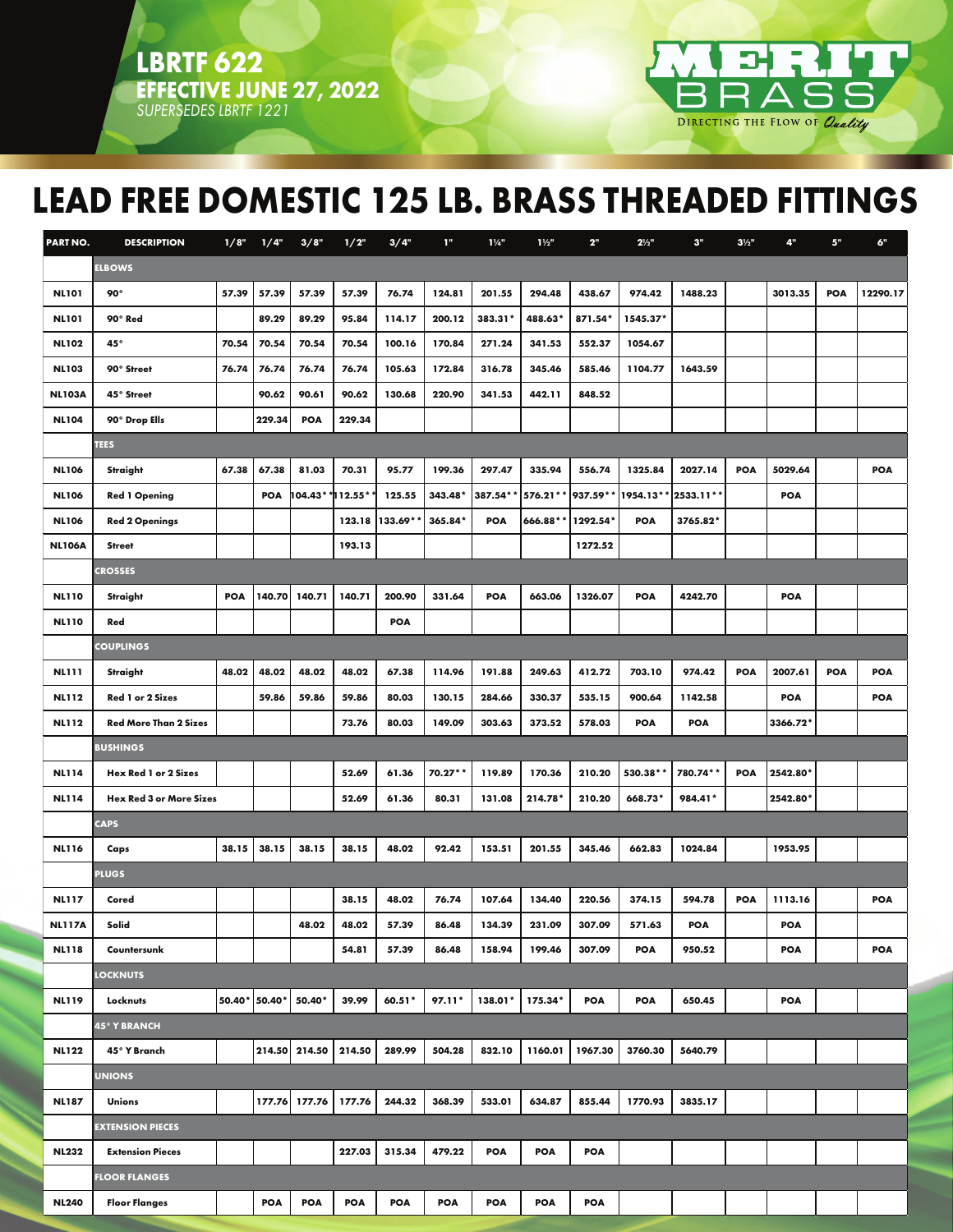LBRTF 622
**EFFECTIVE JUNE 27, 2022**
*SUPERSEDES LBRTF 1221*

MERIT BRASS
DIRECTING THE FLOW OF *Quality*

# LEAD FREE DOMESTIC 125 LB. BRASS THREADED FITTINGS

| PART NO. | DESCRIPTION | 1/8" | 1/4" | 3/8" | 1/2" | 3/4" | 1" | 1¼" | 1½" | 2" | 2½" | 3" | 3½" | 4" | 5" | 6" |
|---|---|---|---|---|---|---|---|---|---|---|---|---|---|---|---|---|
| | **ELBOWS** | | | | | | | | | | | | | | | |
| NL101 | 90° | 57.39 | 57.39 | 57.39 | 57.39 | 76.74 | 124.81 | 201.55 | 294.48 | 438.67 | 974.42 | 1488.23 | | 3013.35 | POA | 12290.17 |
| NL101 | 90° Red | | 89.29 | 89.29 | 95.84 | 114.17 | 200.12 | 383.31* | 488.63* | 871.54* | 1545.37* | | | | | |
| NL102 | 45° | 70.54 | 70.54 | 70.54 | 70.54 | 100.16 | 170.84 | 271.24 | 341.53 | 552.37 | 1054.67 | | | | | |
| NL103 | 90° Street | 76.74 | 76.74 | 76.74 | 76.74 | 105.63 | 172.84 | 316.78 | 345.46 | 585.46 | 1104.77 | 1643.59 | | | | |
| NL103A | 45° Street | | 90.62 | 90.61 | 90.62 | 130.68 | 220.90 | 341.53 | 442.11 | 848.52 | | | | | | |
| NL104 | 90° Drop Ells | | 229.34 | POA | 229.34 | | | | | | | | | | | |
| | **TEES** | | | | | | | | | | | | | | | |
| NL106 | Straight | 67.38 | 67.38 | 81.03 | 70.31 | 95.77 | 199.36 | 297.47 | 335.94 | 556.74 | 1325.84 | 2027.14 | POA | 5029.64 | | POA |
| NL106 | Red 1 Opening | | POA | 104.43** | 112.55** | 125.55 | 343.48* | 387.54** | 576.21** | 937.59** | 1954.13** | 2533.11** | | POA | | |
| NL106 | Red 2 Openings | | | | 123.18 | 133.69** | 365.84* | POA | 666.88** | 1292.54* | POA | 3765.82* | | | | |
| NL106A | Street | | | | 193.13 | | | | | 1272.52 | | | | | | |
| | **CROSSES** | | | | | | | | | | | | | | | |
| NL110 | Straight | POA | 140.70 | 140.71 | 140.71 | 200.90 | 331.64 | POA | 663.06 | 1326.07 | POA | 4242.70 | | POA | | |
| NL110 | Red | | | | | POA | | | | | | | | | | |
| | **COUPLINGS** | | | | | | | | | | | | | | | |
| NL111 | Straight | 48.02 | 48.02 | 48.02 | 48.02 | 67.38 | 114.96 | 191.88 | 249.63 | 412.72 | 703.10 | 974.42 | POA | 2007.61 | POA | POA |
| NL112 | Red 1 or 2 Sizes | | 59.86 | 59.86 | 59.86 | 80.03 | 130.15 | 284.66 | 330.37 | 535.15 | 900.64 | 1142.58 | | POA | | POA |
| NL112 | Red More Than 2 Sizes | | | | 73.76 | 80.03 | 149.09 | 303.63 | 373.52 | 578.03 | POA | POA | | 3366.72* | | |
| | **BUSHINGS** | | | | | | | | | | | | | | | |
| NL114 | Hex Red 1 or 2 Sizes | | | | 52.69 | 61.36 | 70.27** | 119.89 | 170.36 | 210.20 | 530.38** | 780.74** | POA | 2542.80* | | |
| NL114 | Hex Red 3 or More Sizes | | | | 52.69 | 61.36 | 80.31 | 131.08 | 214.78* | 210.20 | 668.73* | 984.41* | | 2542.80* | | |
| | **CAPS** | | | | | | | | | | | | | | | |
| NL116 | Caps | 38.15 | 38.15 | 38.15 | 38.15 | 48.02 | 92.42 | 153.51 | 201.55 | 345.46 | 662.83 | 1024.84 | | 1953.95 | | |
| | **PLUGS** | | | | | | | | | | | | | | | |
| NL117 | Cored | | | | 38.15 | 48.02 | 76.74 | 107.64 | 134.40 | 220.56 | 374.15 | 594.78 | POA | 1113.16 | | POA |
| NL117A | Solid | | | 48.02 | 48.02 | 57.39 | 86.48 | 134.39 | 231.09 | 307.09 | 571.63 | POA | | POA | | |
| NL118 | Countersunk | | | | 54.81 | 57.39 | 86.48 | 158.94 | 199.46 | 307.09 | POA | 950.52 | | POA | | POA |
| | **LOCKNUTS** | | | | | | | | | | | | | | | |
| NL119 | Locknuts | 50.40* | 50.40* | 50.40* | 39.99 | 60.51* | 97.11* | 138.01* | 175.34* | POA | POA | 650.45 | | POA | | |
| | **45° Y BRANCH** | | | | | | | | | | | | | | | |
| NL122 | 45° Y Branch | | 214.50 | 214.50 | 214.50 | 289.99 | 504.28 | 832.10 | 1160.01 | 1967.30 | 3760.30 | 5640.79 | | | | |
| | **UNIONS** | | | | | | | | | | | | | | | |
| NL187 | Unions | | 177.76 | 177.76 | 177.76 | 244.32 | 368.39 | 533.01 | 634.87 | 855.44 | 1770.93 | 3835.17 | | | | |
| | **EXTENSION PIECES** | | | | | | | | | | | | | | | |
| NL232 | Extension Pieces | | | | 227.03 | 315.34 | 479.22 | POA | POA | POA | | | | | | |
| | **FLOOR FLANGES** | | | | | | | | | | | | | | | |
| NL240 | Floor Flanges | | POA | POA | POA | POA | POA | POA | POA | POA | | | | | | |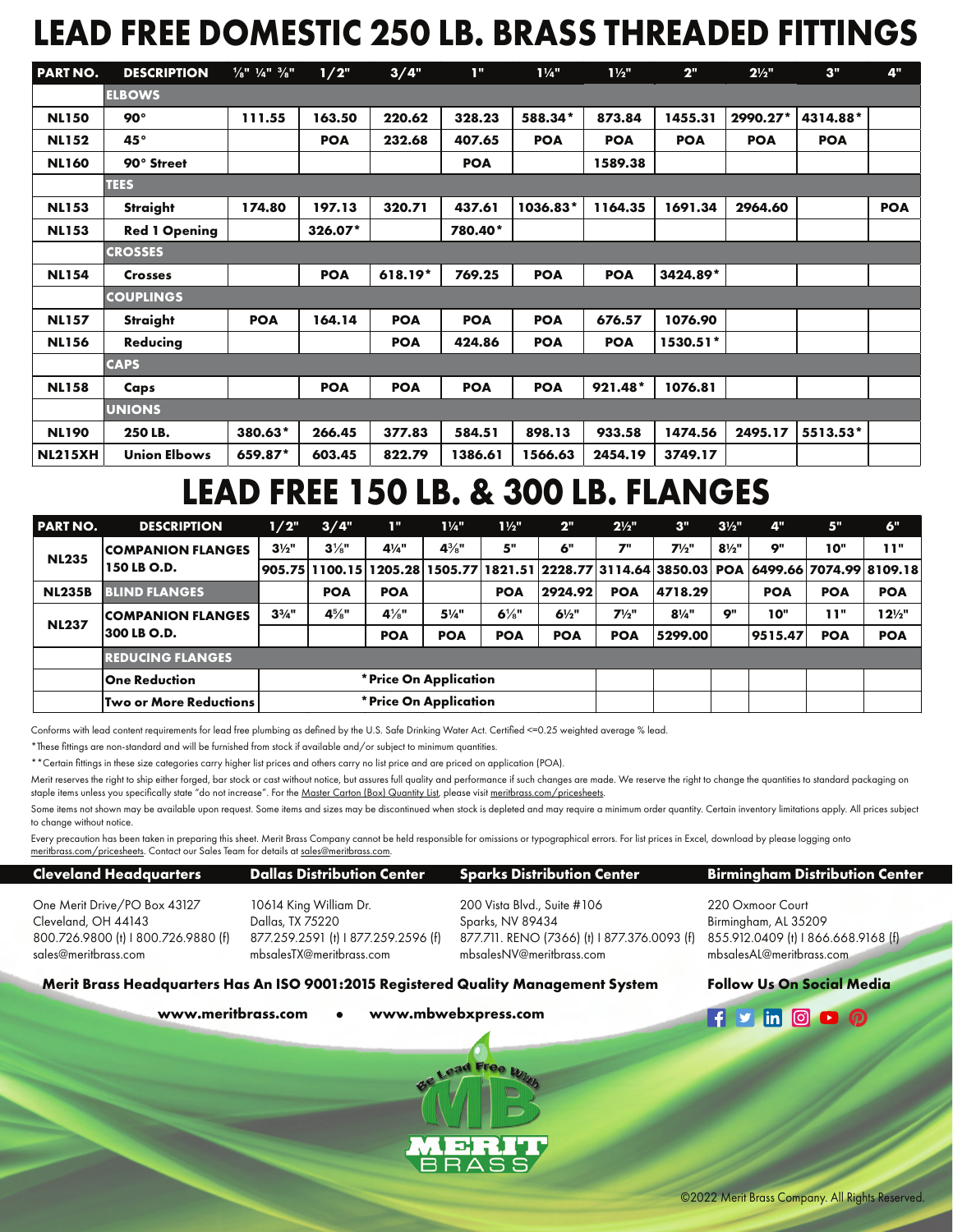# LEAD FREE DOMESTIC 250 LB. BRASS THREADED FITTINGS

| PART NO. | DESCRIPTION | ⅛" ¼" ⅜" | 1/2" | 3/4" | 1" | 1¼" | 1½" | 2" | 2½" | 3" | 4" |
|---|---|---|---|---|---|---|---|---|---|---|---|
| | **ELBOWS** | | | | | | | | | | |
| NL150 | 90° | 111.55 | 163.50 | 220.62 | 328.23 | 588.34* | 873.84 | 1455.31 | 2990.27* | 4314.88* | |
| NL152 | 45° | | POA | 232.68 | 407.65 | POA | POA | POA | POA | POA | |
| NL160 | 90° Street | | | | POA | | 1589.38 | | | | |
| | **TEES** | | | | | | | | | | |
| NL153 | Straight | 174.80 | 197.13 | 320.71 | 437.61 | 1036.83* | 1164.35 | 1691.34 | 2964.60 | | POA |
| NL153 | Red 1 Opening | | 326.07* | | 780.40* | | | | | | |
| | **CROSSES** | | | | | | | | | | |
| NL154 | Crosses | | POA | 618.19* | 769.25 | POA | POA | 3424.89* | | | |
| | **COUPLINGS** | | | | | | | | | | |
| NL157 | Straight | POA | 164.14 | POA | POA | POA | 676.57 | 1076.90 | | | |
| NL156 | Reducing | | | POA | 424.86 | POA | POA | 1530.51* | | | |
| | **CAPS** | | | | | | | | | | |
| NL158 | Caps | | POA | POA | POA | POA | 921.48* | 1076.81 | | | |
| | **UNIONS** | | | | | | | | | | |
| NL190 | 250 LB. | 380.63* | 266.45 | 377.83 | 584.51 | 898.13 | 933.58 | 1474.56 | 2495.17 | 5513.53* | |
| NL215XH | Union Elbows | 659.87* | 603.45 | 822.79 | 1386.61 | 1566.63 | 2454.19 | 3749.17 | | | |

# LEAD FREE 150 LB. & 300 LB. FLANGES

| PART NO. | DESCRIPTION | 1/2" | 3/4" | 1" | 1¼" | 1½" | 2" | 2½" | 3" | 3½" | 4" | 5" | 6" |
|---|---|---|---|---|---|---|---|---|---|---|---|---|---|
| NL235 | COMPANION FLANGES 150 LB O.D. | 3½" | 3⅞" | 4¼" | 4⅝" | 5" | 6" | 7" | 7½" | 8½" | 9" | 10" | 11" |
| | | 905.75 | 1100.15 | 1205.28 | 1505.77 | 1821.51 | 2228.77 | 3114.64 | 3850.03 | POA | 6499.66 | 7074.99 | 8109.18 |
| NL235B | BLIND FLANGES | | POA | POA | | POA | 2924.92 | POA | 4718.29 | | POA | POA | POA |
| NL237 | COMPANION FLANGES 300 LB O.D. | 3¾" | 4⅝" | 4⅞" | 5¼" | 6⅛" | 6½" | 7½" | 8¼" | 9" | 10" | 11" | 12½" |
| | | | | POA | POA | POA | POA | POA | 5299.00 | | 9515.47 | POA | POA |
| | **REDUCING FLANGES** | | | | | | | | | | | | |
| | One Reduction | *Price On Application | | | | | | | | | | | |
| | Two or More Reductions | *Price On Application | | | | | | | | | | | |

Conforms with lead content requirements for lead free plumbing as defined by the U.S. Safe Drinking Water Act. Certified <=0.25 weighted average % lead.

*These fittings are non-standard and will be furnished from stock if available and/or subject to minimum quantities.

**Certain fittings in these size categories carry higher list prices and others carry no list price and are priced on application (POA).

Merit reserves the right to ship either forged, bar stock or cast without notice, but assures full quality and performance if such changes are made. We reserve the right to change the quantities to standard packaging on staple items unless you specifically state "do not increase". For the Master Carton (Box) Quantity List, please visit meritbrass.com/pricesheets.

Some items not shown may be available upon request. Some items and sizes may be discontinued when stock is depleted and may require a minimum order quantity. Certain inventory limitations apply. All prices subject to change without notice.

Every precaution has been taken in preparing this sheet. Merit Brass Company cannot be held responsible for omissions or typographical errors. For list prices in Excel, download by please logging onto meritbrass.com/pricesheets. Contact our Sales Team for details at sales@meritbrass.com.

**Cleveland Headquarters**
One Merit Drive/PO Box 43127
Cleveland, OH 44143
800.726.9800 (t) | 800.726.9880 (f)
sales@meritbrass.com

**Dallas Distribution Center**
10614 King William Dr.
Dallas, TX 75220
877.259.2591 (t) | 877.259.2596 (f)
mbsalesTX@meritbrass.com

**Sparks Distribution Center**
200 Vista Blvd., Suite #106
Sparks, NV 89434
877.711. RENO (7366) (t) | 877.376.0093 (f)
mbsalesNV@meritbrass.com

**Birmingham Distribution Center**
220 Oxmoor Court
Birmingham, AL 35209
855.912.0409 (t) | 866.668.9168 (f)
mbsalesAL@meritbrass.com

**Merit Brass Headquarters Has An ISO 9001:2015 Registered Quality Management System**

**www.meritbrass.com • www.mbwebxpress.com**

**Follow Us On Social Media**

Be Lead Free With MB MERIT BRASS

©2022 Merit Brass Company. All Rights Reserved.